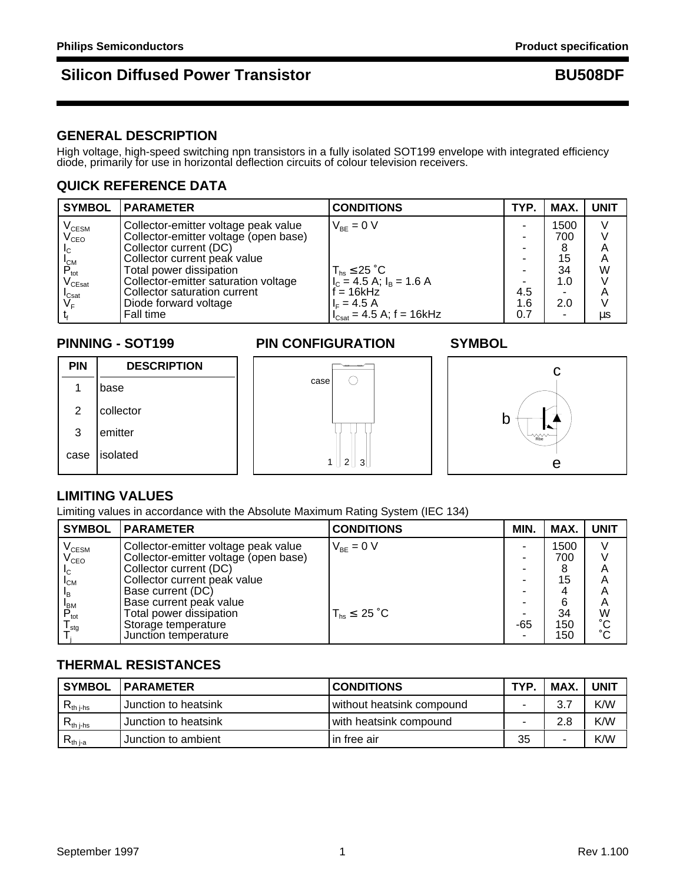# Silicon Diffused Power Transistor BU508DF

## GENERAL DESCRIPTION

High voltage, high-speed switching npn transistors in a fully isolated SOT199 envelope with integrated efficiency diode, primarily for use in horizontal deflection circuits of colour television receivers.

## QUICK REFERENCE DATA

| SYMBOL | PARAMETER | CONDITIONS | TYP. | MAX. | UNIT |
|---|---|---|---|---|---|
| $V_{CESM}$ | Collector-emitter voltage peak value | $V_{BE}$ = 0 V | - | 1500 | V |
| $V_{CEO}$ | Collector-emitter voltage (open base) | | - | 700 | V |
| $I_C$ | Collector current (DC) | | - | 8 | A |
| $I_{CM}$ | Collector current peak value | | - | 15 | A |
| $P_{tot}$ | Total power dissipation | $T_{hs} \leq 25$ ˚C | - | 34 | W |
| $V_{CEsat}$ | Collector-emitter saturation voltage | $I_C$ = 4.5 A; $I_B$ = 1.6 A | - | 1.0 | V |
| $I_{Csat}$ | Collector saturation current | f = 16kHz | 4.5 | - | A |
| $V_F$ | Diode forward voltage | $I_F$ = 4.5 A | 1.6 | 2.0 | V |
| $t_f$ | Fall time | $I_{Csat}$ = 4.5 A; f = 16kHz | 0.7 | - | µs |

## PINNING - SOT199

| PIN | DESCRIPTION |
|---|---|
| 1 | base |
| 2 | collector |
| 3 | emitter |
| case | isolated |

## PIN CONFIGURATION

case

1 2 3

## SYMBOL

c

b

Rbe

e

## LIMITING VALUES

Limiting values in accordance with the Absolute Maximum Rating System (IEC 134)

| SYMBOL | PARAMETER | CONDITIONS | MIN. | MAX. | UNIT |
|---|---|---|---|---|---|
| $V_{CESM}$ | Collector-emitter voltage peak value | $V_{BE}$ = 0 V | - | 1500 | V |
| $V_{CEO}$ | Collector-emitter voltage (open base) | | - | 700 | V |
| $I_C$ | Collector current (DC) | | - | 8 | A |
| $I_{CM}$ | Collector current peak value | | - | 15 | A |
| $I_B$ | Base current (DC) | | - | 4 | A |
| $I_{BM}$ | Base current peak value | | - | 6 | A |
| $P_{tot}$ | Total power dissipation | $T_{hs} \leq 25$ ˚C | - | 34 | W |
| $T_{stg}$ | Storage temperature | | -65 | 150 | ˚C |
| $T_j$ | Junction temperature | | - | 150 | ˚C |

## THERMAL RESISTANCES

| SYMBOL | PARAMETER | CONDITIONS | TYP. | MAX. | UNIT |
|---|---|---|---|---|---|
| $R_{th\ j\text{-}hs}$ | Junction to heatsink | without heatsink compound | - | 3.7 | K/W |
| $R_{th\ j\text{-}hs}$ | Junction to heatsink | with heatsink compound | - | 2.8 | K/W |
| $R_{th\ j\text{-}a}$ | Junction to ambient | in free air | 35 | - | K/W |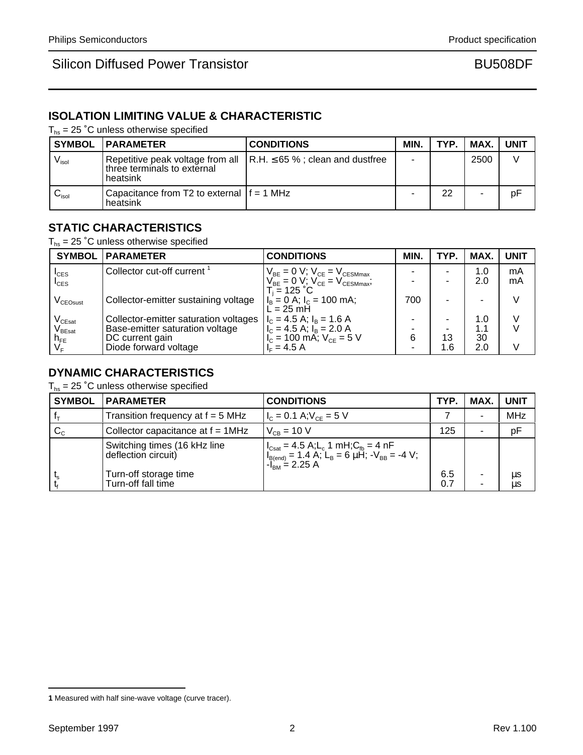## ISOLATION LIMITING VALUE & CHARACTERISTIC

$T_{hs}$ = 25 ˚C unless otherwise specified

| SYMBOL | PARAMETER | CONDITIONS | MIN. | TYP. | MAX. | UNIT |
|---|---|---|---|---|---|---|
| $V_{isol}$ | Repetitive peak voltage from all three terminals to external heatsink | R.H. ≤ 65 % ; clean and dustfree | - | | 2500 | V |
| $C_{isol}$ | Capacitance from T2 to external heatsink | f = 1 MHz | - | 22 | - | pF |

## STATIC CHARACTERISTICS

$T_{hs}$ = 25 ˚C unless otherwise specified

| SYMBOL | PARAMETER | CONDITIONS | MIN. | TYP. | MAX. | UNIT |
|---|---|---|---|---|---|---|
| $I_{CES}$ | Collector cut-off current [1] | $V_{BE}$ = 0 V; $V_{CE}$ = $V_{CESMmax}$ | - | - | 1.0 | mA |
| $I_{CES}$ | | $V_{BE}$ = 0 V; $V_{CE}$ = $V_{CESMmax}$; $T_j$ = 125 ˚C | - | - | 2.0 | mA |
| $V_{CEOsust}$ | Collector-emitter sustaining voltage | $I_B$ = 0 A; $I_C$ = 100 mA; L = 25 mH | 700 | - | - | V |
| $V_{CEsat}$ | Collector-emitter saturation voltages | $I_C$ = 4.5 A; $I_B$ = 1.6 A | - | - | 1.0 | V |
| $V_{BEsat}$ | Base-emitter saturation voltage | $I_C$ = 4.5 A; $I_B$ = 2.0 A | - | - | 1.1 | V |
| $h_{FE}$ | DC current gain | $I_C$ = 100 mA; $V_{CE}$ = 5 V | 6 | 13 | 30 | |
| $V_F$ | Diode forward voltage | $I_F$ = 4.5 A | - | 1.6 | 2.0 | V |

## DYNAMIC CHARACTERISTICS

$T_{hs}$ = 25 ˚C unless otherwise specified

| SYMBOL | PARAMETER | CONDITIONS | TYP. | MAX. | UNIT |
|---|---|---|---|---|---|
| $f_T$ | Transition frequency at f = 5 MHz | $I_C$ = 0.1 A; $V_{CE}$ = 5 V | 7 | - | MHz |
| $C_C$ | Collector capacitance at f = 1MHz | $V_{CB}$ = 10 V | 125 | - | pF |
| | Switching times (16 kHz line deflection circuit) | $I_{Csat}$ = 4.5 A; $L_c$ 1 mH; $C_{fb}$ = 4 nF $I_{B(end)}$ = 1.4 A; $L_B$ = 6 µH; $-V_{BB}$ = -4 V; $-I_{BM}$ = 2.25 A | | | |
| $t_s$ | Turn-off storage time | | 6.5 | - | µs |
| $t_f$ | Turn-off fall time | | 0.7 | - | µs |

**1** Measured with half sine-wave voltage (curve tracer).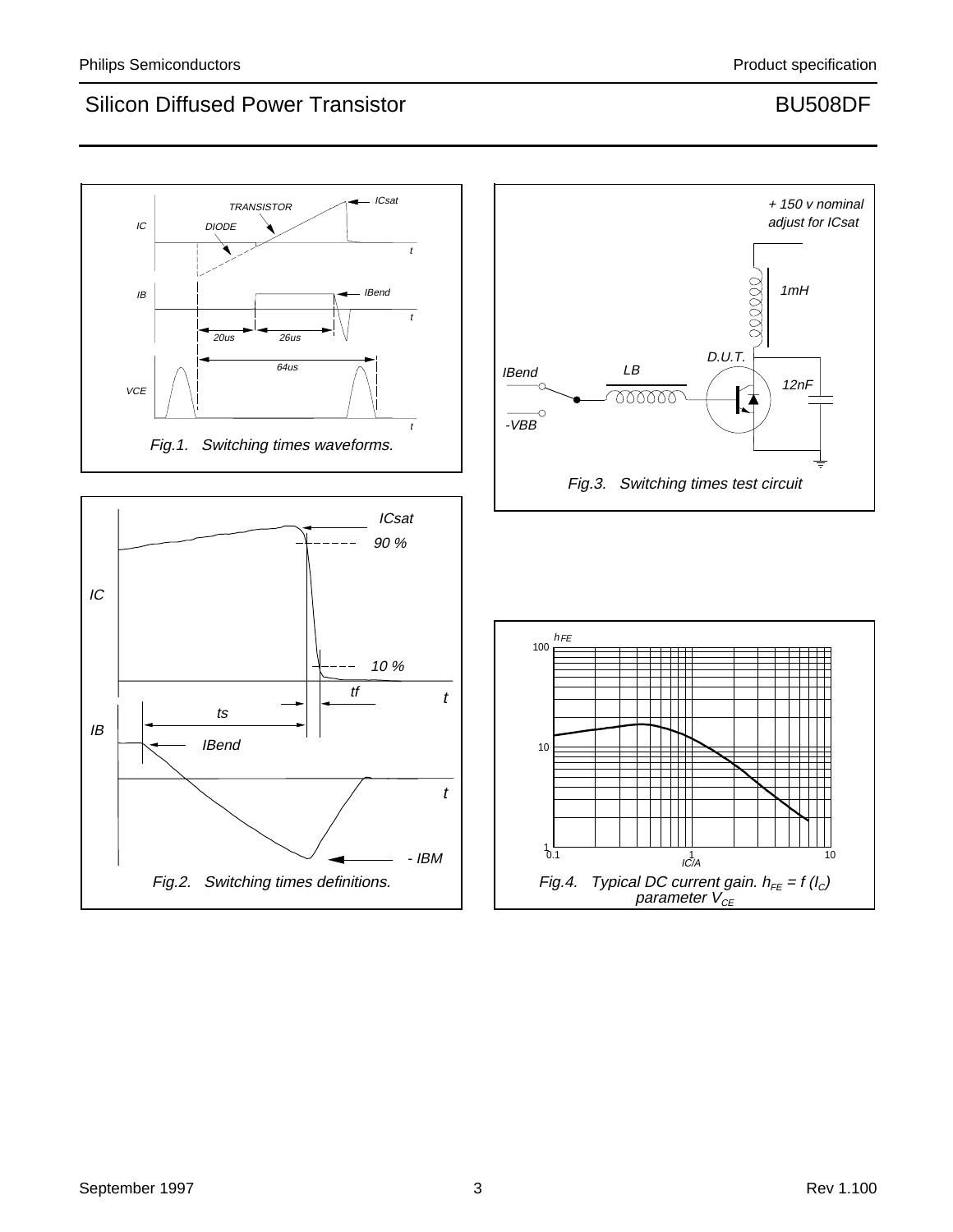Fig.1. Switching times waveforms.

Fig.3. Switching times test circuit

Fig.2. Switching times definitions.

Fig.4. Typical DC current gain. $h_{FE} = f(I_C)$ parameter $V_{CE}$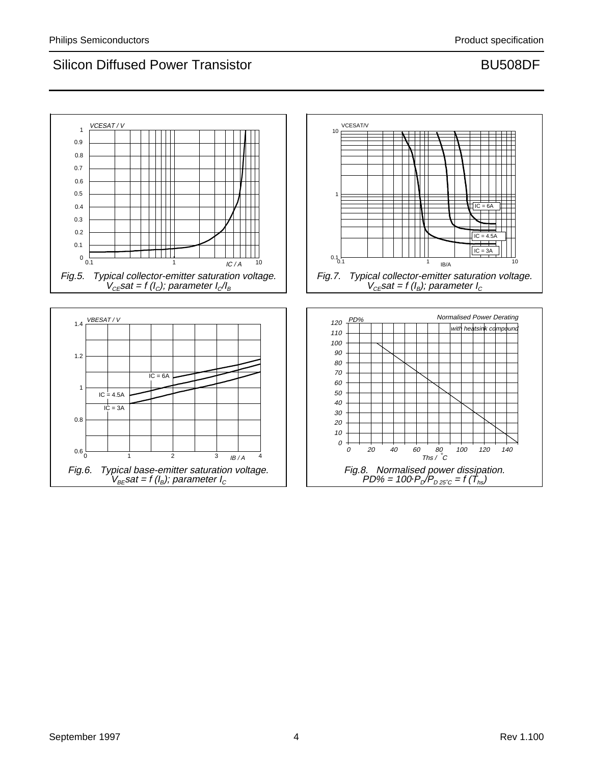Fig.5. Typical collector-emitter saturation voltage. $V_{CE}sat = f (I_C)$; parameter $I_C/I_B$

Fig.7. Typical collector-emitter saturation voltage. $V_{CE}sat = f (I_B)$; parameter $I_C$

Fig.6. Typical base-emitter saturation voltage. $V_{BE}sat = f (I_B)$; parameter $I_C$

Fig.8. Normalised power dissipation. $PD\% = 100 \cdot P_D/P_{D\,25^\circ C} = f (T_{hs})$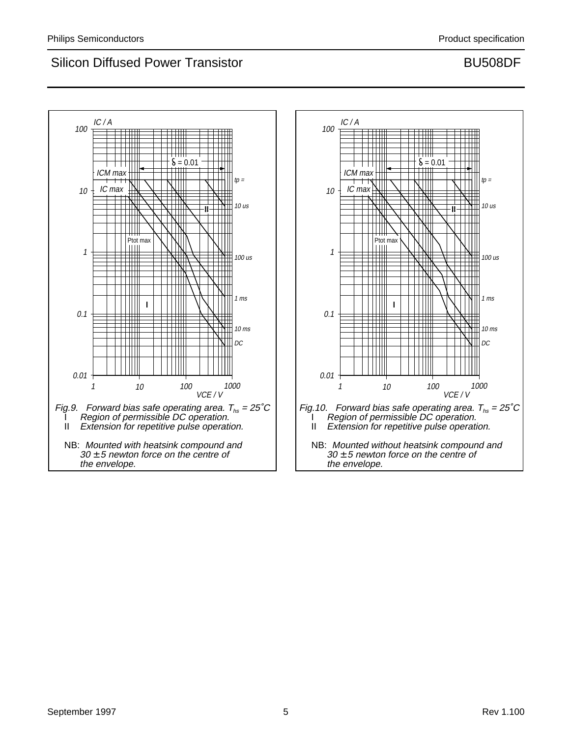Fig.9. Forward bias safe operating area. $T_{hs} = 25˚C$
I Region of permissible DC operation.
II Extension for repetitive pulse operation.

NB: *Mounted with heatsink compound and 30 ± 5 newton force on the centre of the envelope.*

Fig.10. Forward bias safe operating area. $T_{hs} = 25˚C$
I Region of permissible DC operation.
II Extension for repetitive pulse operation.

NB: *Mounted without heatsink compound and 30 ± 5 newton force on the centre of the envelope.*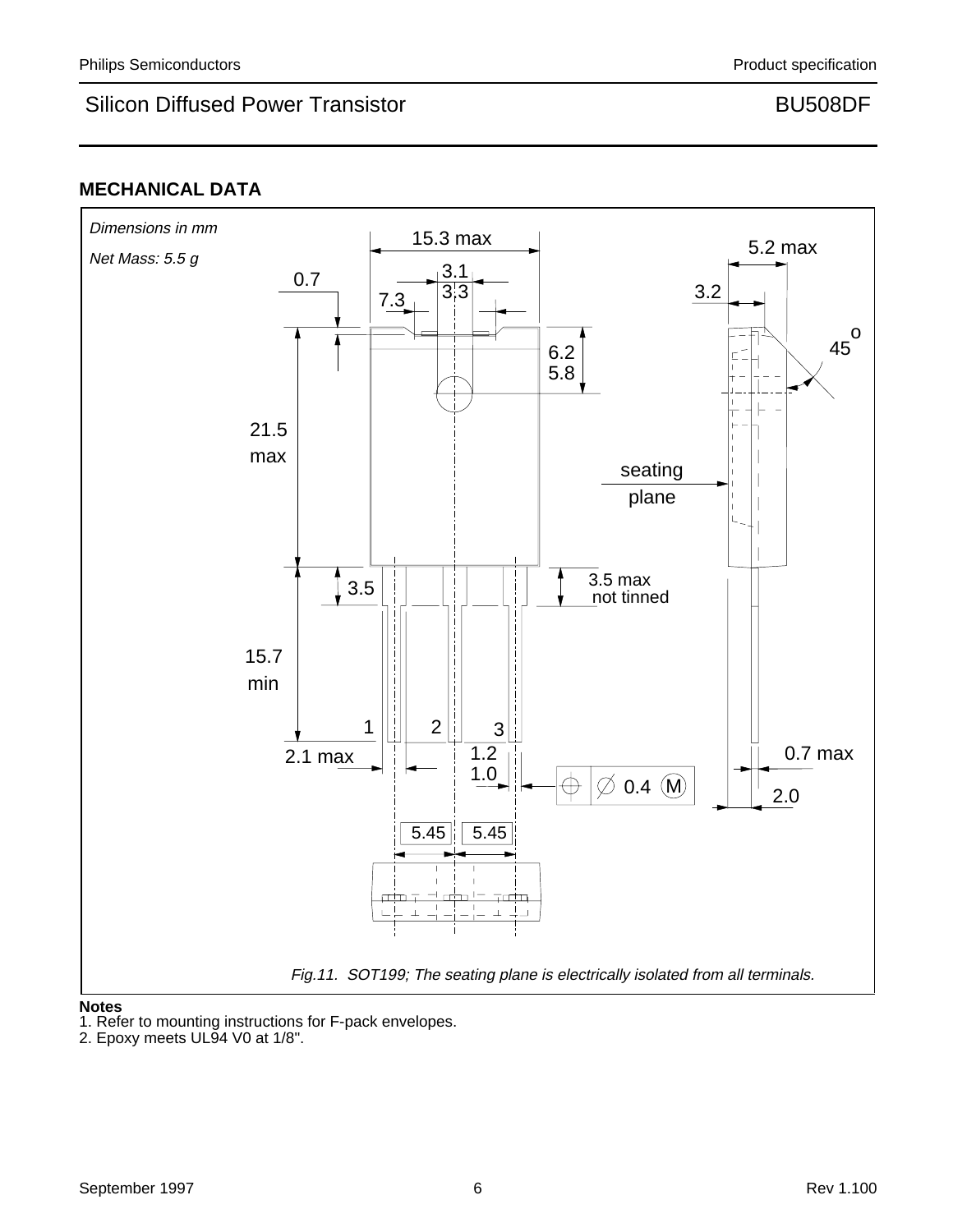## MECHANICAL DATA

*Dimensions in mm*

*Net Mass: 5.5 g*

*Fig.11. SOT199; The seating plane is electrically isolated from all terminals.*

**Notes**

1. Refer to mounting instructions for F-pack envelopes.
2. Epoxy meets UL94 V0 at 1/8".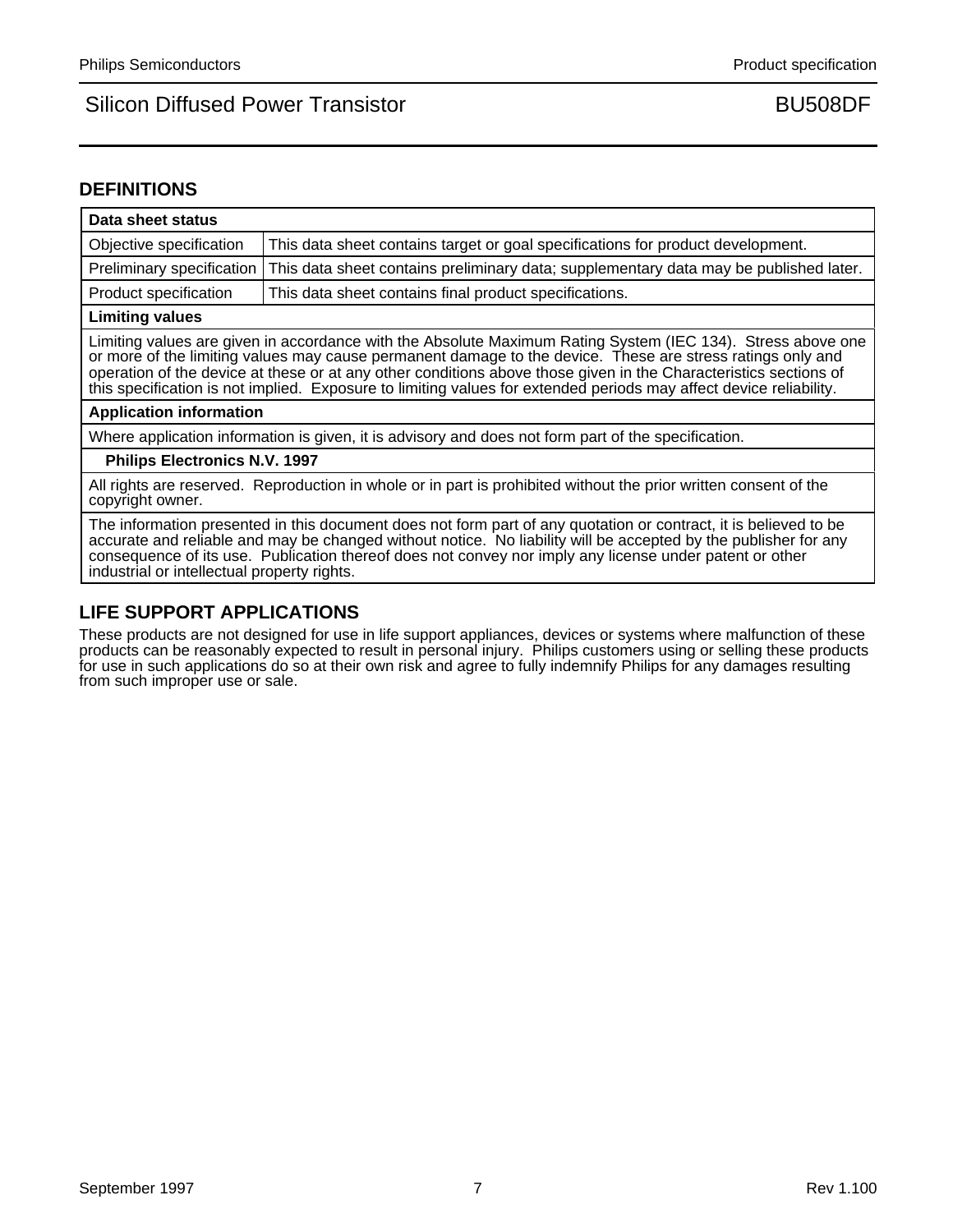## DEFINITIONS

| Data sheet status | |
|---|---|
| Objective specification | This data sheet contains target or goal specifications for product development. |
| Preliminary specification | This data sheet contains preliminary data; supplementary data may be published later. |
| Product specification | This data sheet contains final product specifications. |
| **Limiting values** | |
| Limiting values are given in accordance with the Absolute Maximum Rating System (IEC 134). Stress above one or more of the limiting values may cause permanent damage to the device. These are stress ratings only and operation of the device at these or at any other conditions above those given in the Characteristics sections of this specification is not implied. Exposure to limiting values for extended periods may affect device reliability. | |
| **Application information** | |
| Where application information is given, it is advisory and does not form part of the specification. | |
| **Philips Electronics N.V. 1997** | |
| All rights are reserved. Reproduction in whole or in part is prohibited without the prior written consent of the copyright owner. | |
| The information presented in this document does not form part of any quotation or contract, it is believed to be accurate and reliable and may be changed without notice. No liability will be accepted by the publisher for any consequence of its use. Publication thereof does not convey nor imply any license under patent or other industrial or intellectual property rights. | |

## LIFE SUPPORT APPLICATIONS

These products are not designed for use in life support appliances, devices or systems where malfunction of these products can be reasonably expected to result in personal injury. Philips customers using or selling these products for use in such applications do so at their own risk and agree to fully indemnify Philips for any damages resulting from such improper use or sale.